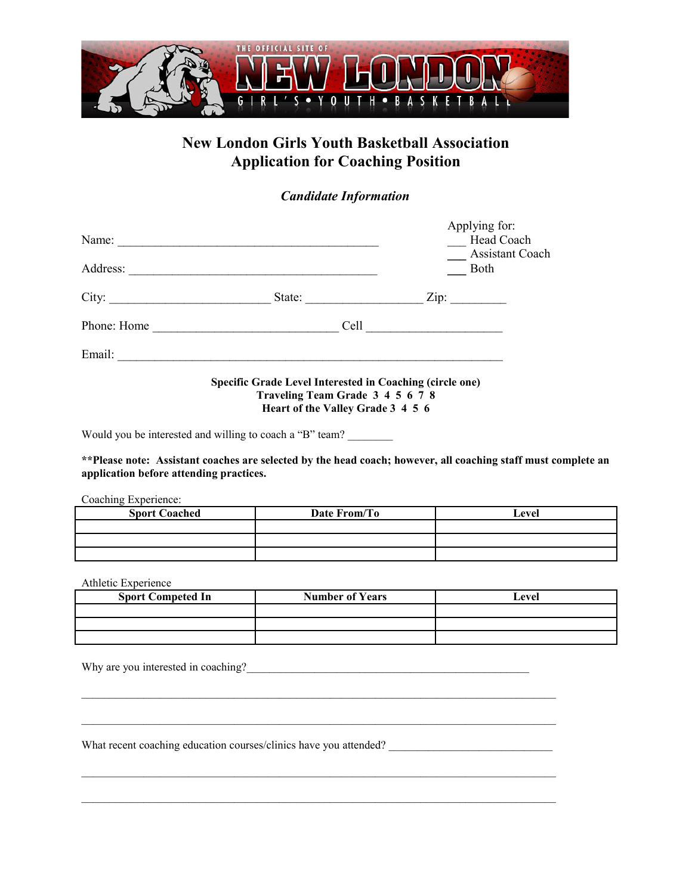THE OFFICIAL SITE OF NEW LONDON GIRL'S • YOUTH • BASKETBALL

# New London Girls Youth Basketball Association
# Application for Coaching Position

### *Candidate Information*

Name: ___________________________________________

Address: _________________________________________

Applying for:
___ Head Coach
___ Assistant Coach
___ Both

City: __________________________ State: __________________ Zip: _________

Phone: Home ______________________________ Cell _____________________

Email: ______________________________________________________________

**Specific Grade Level Interested in Coaching (circle one)**
**Traveling Team Grade 3 4 5 6 7 8**
**Heart of the Valley Grade 3 4 5 6**

Would you be interested and willing to coach a "B" team? ________

**\*\*Please note: Assistant coaches are selected by the head coach; however, all coaching staff must complete an application before attending practices.**

Coaching Experience:

| Sport Coached | Date From/To | Level |
|---|---|---|
| | | |
| | | |
| | | |

Athletic Experience

| Sport Competed In | Number of Years | Level |
|---|---|---|
| | | |
| | | |
| | | |

Why are you interested in coaching?__________________________________________________

_____________________________________________________________________________

_____________________________________________________________________________

What recent coaching education courses/clinics have you attended? ___________________________

_____________________________________________________________________________

_____________________________________________________________________________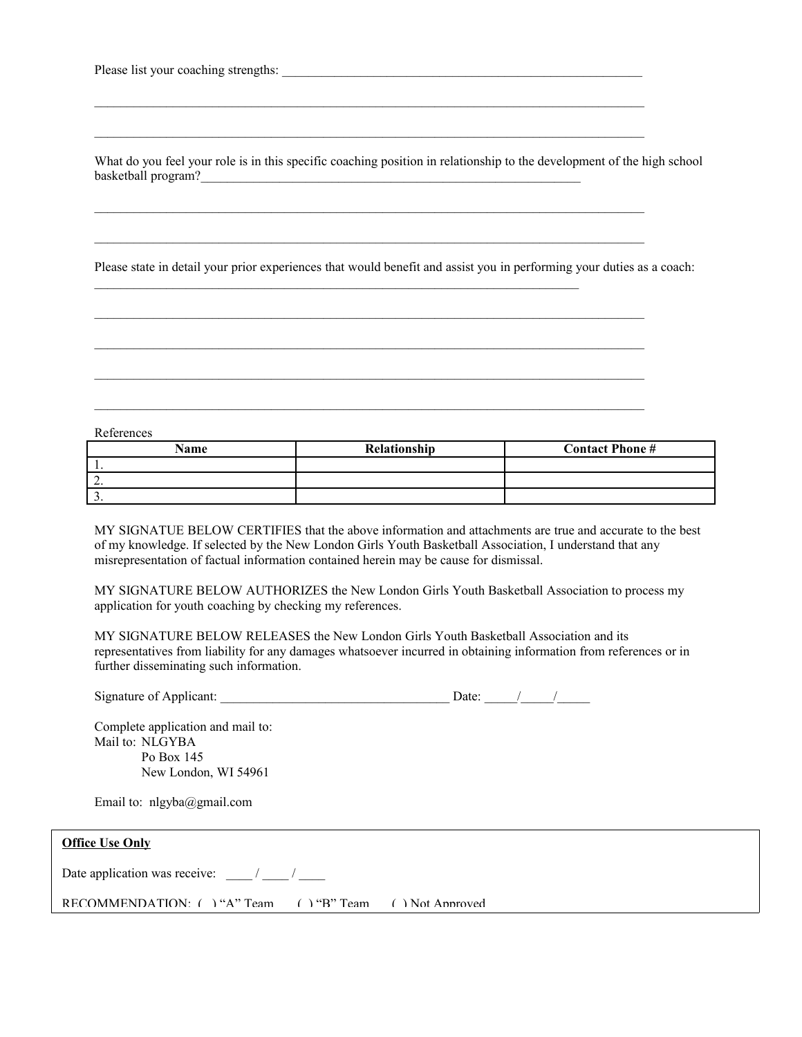Please list your coaching strengths: ____________________________________________________________

_____________________________________________________________________________________________

_____________________________________________________________________________________________

What do you feel your role is in this specific coaching position in relationship to the development of the high school basketball program?_________________________________________________________________

_____________________________________________________________________________________________

_____________________________________________________________________________________________

Please state in detail your prior experiences that would benefit and assist you in performing your duties as a coach: _________________________________________________________________________________

_____________________________________________________________________________________________

_____________________________________________________________________________________________

_____________________________________________________________________________________________

_____________________________________________________________________________________________

References

| Name | Relationship | Contact Phone # |
|---|---|---|
| 1. | | |
| 2. | | |
| 3. | | |

MY SIGNATUE BELOW CERTIFIES that the above information and attachments are true and accurate to the best of my knowledge. If selected by the New London Girls Youth Basketball Association, I understand that any misrepresentation of factual information contained herein may be cause for dismissal.

MY SIGNATURE BELOW AUTHORIZES the New London Girls Youth Basketball Association to process my application for youth coaching by checking my references.

MY SIGNATURE BELOW RELEASES the New London Girls Youth Basketball Association and its representatives from liability for any damages whatsoever incurred in obtaining information from references or in further disseminating such information.

Signature of Applicant: ___________________________________ Date: _____/_____/_____

Complete application and mail to:
Mail to: NLGYBA
Po Box 145
New London, WI 54961

Email to: nlgyba@gmail.com

**Office Use Only**

Date application was receive: ____ / ____ / ____

RECOMMENDATION: ( ) "A" Team ( ) "B" Team ( ) Not Approved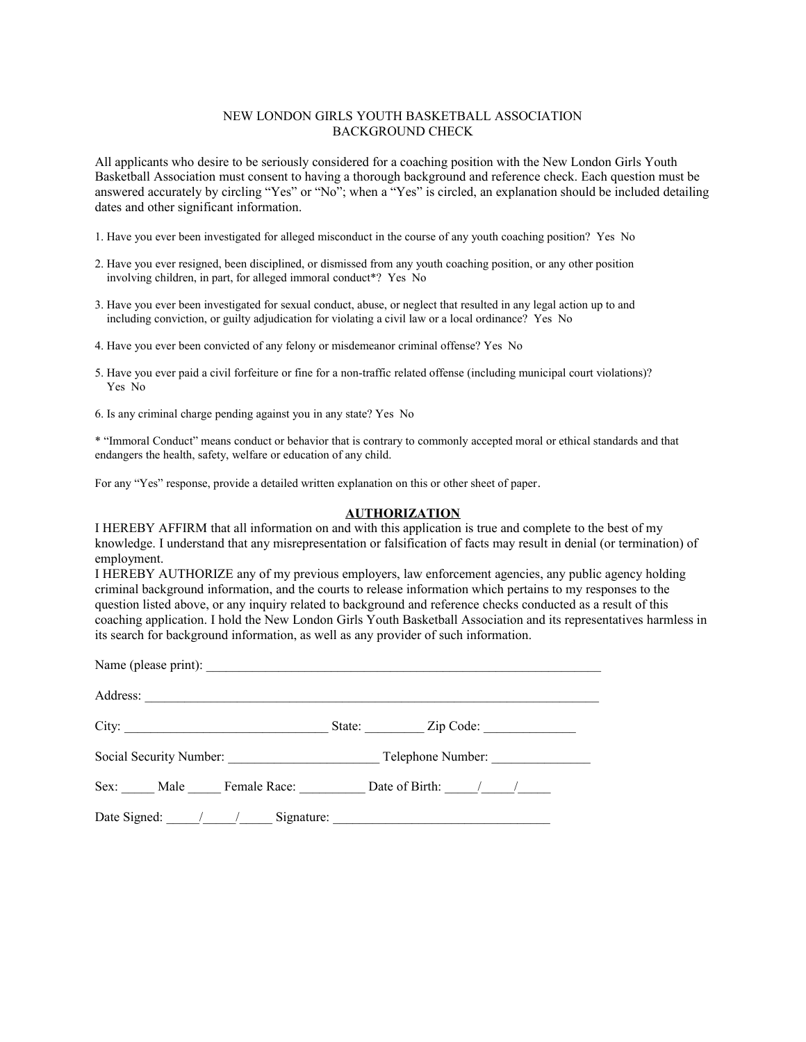# NEW LONDON GIRLS YOUTH BASKETBALL ASSOCIATION
## BACKGROUND CHECK

All applicants who desire to be seriously considered for a coaching position with the New London Girls Youth Basketball Association must consent to having a thorough background and reference check. Each question must be answered accurately by circling "Yes" or "No"; when a "Yes" is circled, an explanation should be included detailing dates and other significant information.

1. Have you ever been investigated for alleged misconduct in the course of any youth coaching position? Yes No
2. Have you ever resigned, been disciplined, or dismissed from any youth coaching position, or any other position involving children, in part, for alleged immoral conduct*? Yes No
3. Have you ever been investigated for sexual conduct, abuse, or neglect that resulted in any legal action up to and including conviction, or guilty adjudication for violating a civil law or a local ordinance? Yes No
4. Have you ever been convicted of any felony or misdemeanor criminal offense? Yes No
5. Have you ever paid a civil forfeiture or fine for a non-traffic related offense (including municipal court violations)? Yes No
6. Is any criminal charge pending against you in any state? Yes No

* "Immoral Conduct" means conduct or behavior that is contrary to commonly accepted moral or ethical standards and that endangers the health, safety, welfare or education of any child.

For any "Yes" response, provide a detailed written explanation on this or other sheet of paper.

## AUTHORIZATION

I HEREBY AFFIRM that all information on and with this application is true and complete to the best of my knowledge. I understand that any misrepresentation or falsification of facts may result in denial (or termination) of employment.

I HEREBY AUTHORIZE any of my previous employers, law enforcement agencies, any public agency holding criminal background information, and the courts to release information which pertains to my responses to the question listed above, or any inquiry related to background and reference checks conducted as a result of this coaching application. I hold the New London Girls Youth Basketball Association and its representatives harmless in its search for background information, as well as any provider of such information.

Name (please print): ____________________________________________________________

Address: ______________________________________________________________________

City: ______________________________ State: _________ Zip Code: ______________

Social Security Number: _______________________ Telephone Number: _______________

Sex: _____ Male _____ Female Race: __________ Date of Birth: _____/_____/_____

Date Signed: _____/_____/_____ Signature: ________________________________